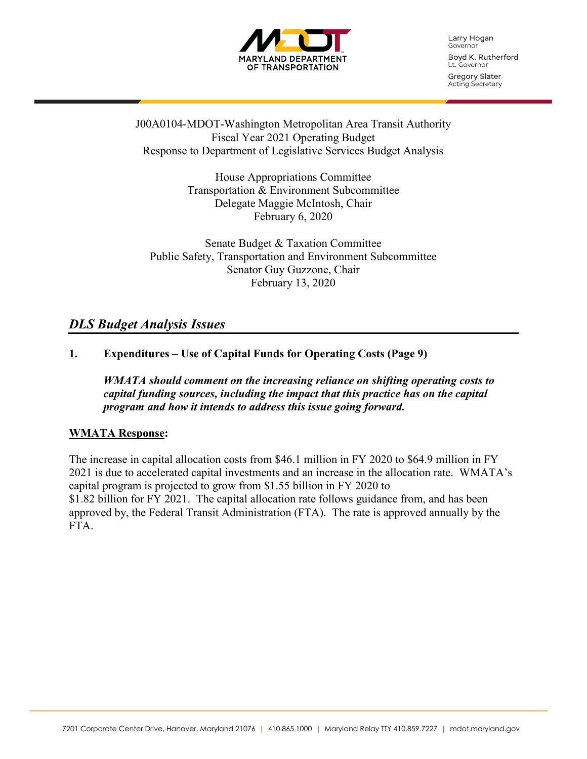MARYLAND DEPARTMENT OF TRANSPORTATION

Larry Hogan
Governor

Boyd K. Rutherford
Lt. Governor

Gregory Slater
Acting Secretary

J00A0104-MDOT-Washington Metropolitan Area Transit Authority
Fiscal Year 2021 Operating Budget
Response to Department of Legislative Services Budget Analysis

House Appropriations Committee
Transportation & Environment Subcommittee
Delegate Maggie McIntosh, Chair
February 6, 2020

Senate Budget & Taxation Committee
Public Safety, Transportation and Environment Subcommittee
Senator Guy Guzzone, Chair
February 13, 2020

## *DLS Budget Analysis Issues*

**1. Expenditures – Use of Capital Funds for Operating Costs (Page 9)**

***WMATA should comment on the increasing reliance on shifting operating costs to capital funding sources, including the impact that this practice has on the capital program and how it intends to address this issue going forward.***

**WMATA Response:**

The increase in capital allocation costs from $46.1 million in FY 2020 to $64.9 million in FY 2021 is due to accelerated capital investments and an increase in the allocation rate. WMATA's capital program is projected to grow from $1.55 billion in FY 2020 to $1.82 billion for FY 2021. The capital allocation rate follows guidance from, and has been approved by, the Federal Transit Administration (FTA). The rate is approved annually by the FTA.

7201 Corporate Center Drive, Hanover, Maryland 21076 | 410.865.1000 | Maryland Relay TTY 410.859.7227 | mdot.maryland.gov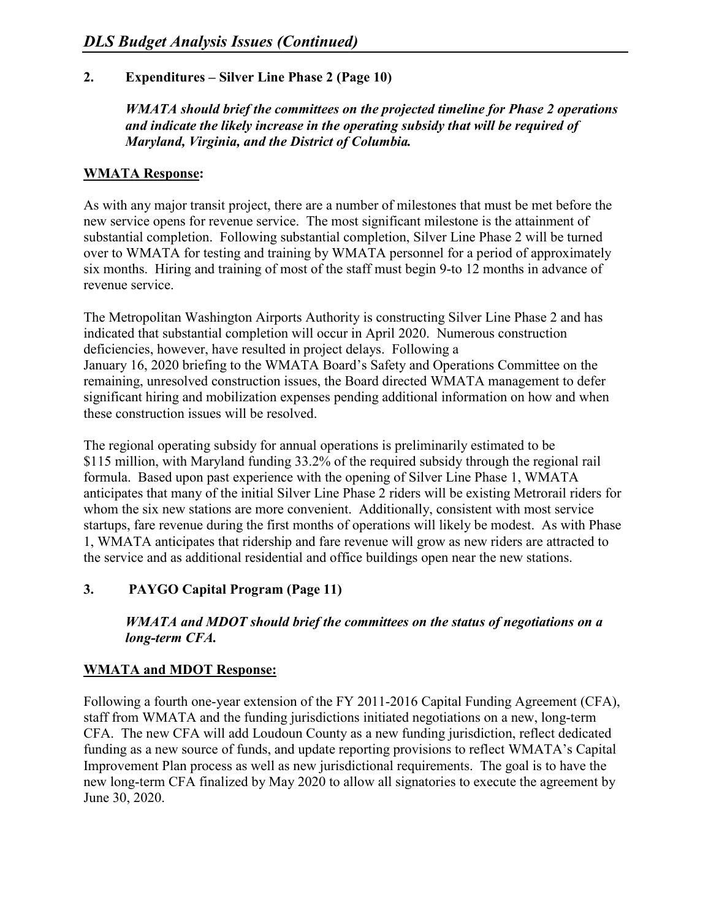## *DLS Budget Analysis Issues (Continued)*

### 2. Expenditures – Silver Line Phase 2 (Page 10)

***WMATA should brief the committees on the projected timeline for Phase 2 operations and indicate the likely increase in the operating subsidy that will be required of Maryland, Virginia, and the District of Columbia.***

**WMATA Response:**

As with any major transit project, there are a number of milestones that must be met before the new service opens for revenue service. The most significant milestone is the attainment of substantial completion. Following substantial completion, Silver Line Phase 2 will be turned over to WMATA for testing and training by WMATA personnel for a period of approximately six months. Hiring and training of most of the staff must begin 9-to 12 months in advance of revenue service.

The Metropolitan Washington Airports Authority is constructing Silver Line Phase 2 and has indicated that substantial completion will occur in April 2020. Numerous construction deficiencies, however, have resulted in project delays. Following a January 16, 2020 briefing to the WMATA Board's Safety and Operations Committee on the remaining, unresolved construction issues, the Board directed WMATA management to defer significant hiring and mobilization expenses pending additional information on how and when these construction issues will be resolved.

The regional operating subsidy for annual operations is preliminarily estimated to be $115 million, with Maryland funding 33.2% of the required subsidy through the regional rail formula. Based upon past experience with the opening of Silver Line Phase 1, WMATA anticipates that many of the initial Silver Line Phase 2 riders will be existing Metrorail riders for whom the six new stations are more convenient. Additionally, consistent with most service startups, fare revenue during the first months of operations will likely be modest. As with Phase 1, WMATA anticipates that ridership and fare revenue will grow as new riders are attracted to the service and as additional residential and office buildings open near the new stations.

### 3. PAYGO Capital Program (Page 11)

***WMATA and MDOT should brief the committees on the status of negotiations on a long-term CFA.***

**WMATA and MDOT Response:**

Following a fourth one-year extension of the FY 2011-2016 Capital Funding Agreement (CFA), staff from WMATA and the funding jurisdictions initiated negotiations on a new, long-term CFA. The new CFA will add Loudoun County as a new funding jurisdiction, reflect dedicated funding as a new source of funds, and update reporting provisions to reflect WMATA's Capital Improvement Plan process as well as new jurisdictional requirements. The goal is to have the new long-term CFA finalized by May 2020 to allow all signatories to execute the agreement by June 30, 2020.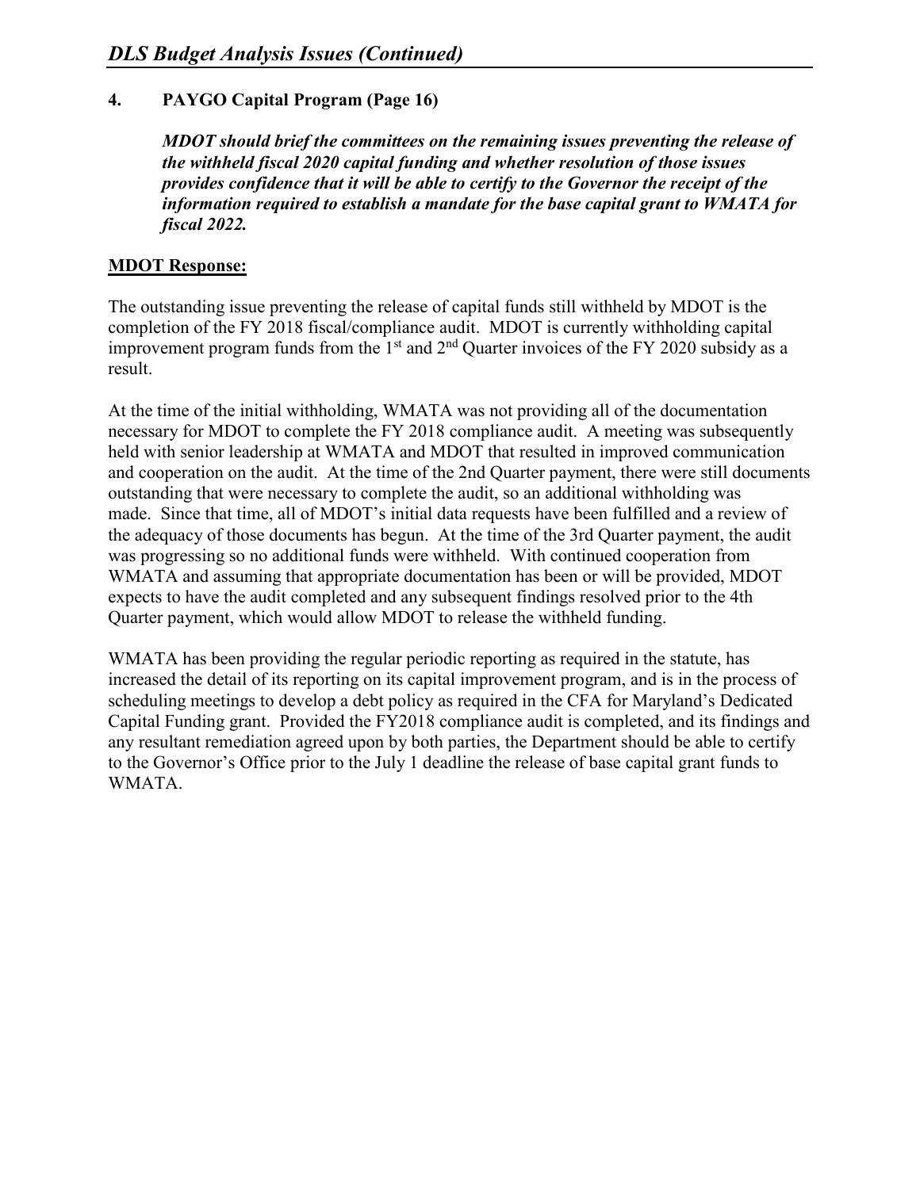## 4. PAYGO Capital Program (Page 16)

***MDOT should brief the committees on the remaining issues preventing the release of the withheld fiscal 2020 capital funding and whether resolution of those issues provides confidence that it will be able to certify to the Governor the receipt of the information required to establish a mandate for the base capital grant to WMATA for fiscal 2022.***

**MDOT Response:**

The outstanding issue preventing the release of capital funds still withheld by MDOT is the completion of the FY 2018 fiscal/compliance audit. MDOT is currently withholding capital improvement program funds from the 1st and 2nd Quarter invoices of the FY 2020 subsidy as a result.

At the time of the initial withholding, WMATA was not providing all of the documentation necessary for MDOT to complete the FY 2018 compliance audit. A meeting was subsequently held with senior leadership at WMATA and MDOT that resulted in improved communication and cooperation on the audit. At the time of the 2nd Quarter payment, there were still documents outstanding that were necessary to complete the audit, so an additional withholding was made. Since that time, all of MDOT's initial data requests have been fulfilled and a review of the adequacy of those documents has begun. At the time of the 3rd Quarter payment, the audit was progressing so no additional funds were withheld. With continued cooperation from WMATA and assuming that appropriate documentation has been or will be provided, MDOT expects to have the audit completed and any subsequent findings resolved prior to the 4th Quarter payment, which would allow MDOT to release the withheld funding.

WMATA has been providing the regular periodic reporting as required in the statute, has increased the detail of its reporting on its capital improvement program, and is in the process of scheduling meetings to develop a debt policy as required in the CFA for Maryland's Dedicated Capital Funding grant. Provided the FY2018 compliance audit is completed, and its findings and any resultant remediation agreed upon by both parties, the Department should be able to certify to the Governor's Office prior to the July 1 deadline the release of base capital grant funds to WMATA.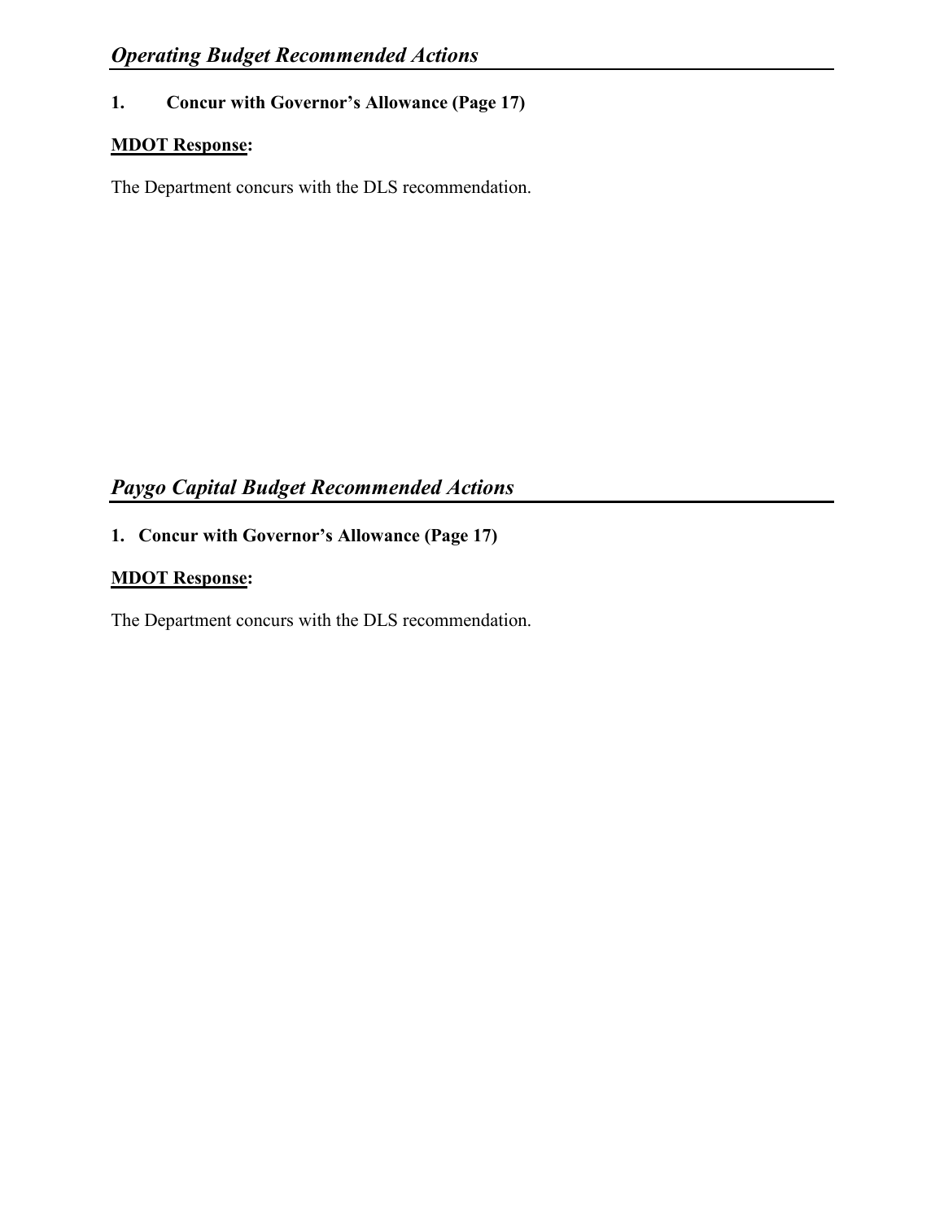## *Operating Budget Recommended Actions*

**1. Concur with Governor's Allowance (Page 17)**

**MDOT Response:**

The Department concurs with the DLS recommendation.

## *Paygo Capital Budget Recommended Actions*

**1. Concur with Governor's Allowance (Page 17)**

**MDOT Response:**

The Department concurs with the DLS recommendation.